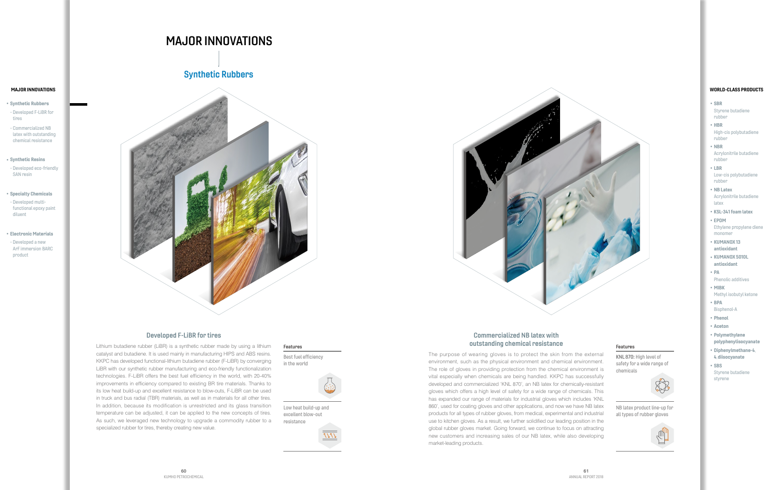# MAJOR INNOVATIONS

## Synthetic Rubbers

**MAJOR INNOVATIONS**

- **Synthetic Rubbers**
  - Developed F-LiBR for tires
  - Commercialized NB latex with outstanding chemical resistance
- **Synthetic Resins**
  - Developed eco-friendly SAN resin
- **Specialty Chemicals**
  - Developed multi-functional epoxy paint diluent
- **Electronic Materials**
  - Developed a new ArF immersion BARC product

### Developed F-LiBR for tires

Lithium butadiene rubber (LiBR) is a synthetic rubber made by using a lithium catalyst and butadiene. It is used mainly in manufacturing HIPS and ABS resins. KKPC has developed functional-lithium butadiene rubber (F-LiBR) by converging LiBR with our synthetic rubber manufacturing and eco-friendly functionalization technologies. F-LiBR offers the best fuel efficiency in the world, with 20-40% improvements in efficiency compared to existing BR tire materials. Thanks to its low heat build-up and excellent resistance to blow-outs, F-LiBR can be used in truck and bus radial (TBR) materials, as well as in materials for all other tires. In addition, because its modification is unrestricted and its glass transition temperature can be adjusted, it can be applied to the new concepts of tires. As such, we leveraged new technology to upgrade a commodity rubber to a specialized rubber for tires, thereby creating new value.

**Features**

- Best fuel efficiency in the world
- Low heat build-up and excellent blow-out resistance

### Commercialized NB latex with outstanding chemical resistance

The purpose of wearing gloves is to protect the skin from the external environment, such as the physical environment and chemical environment. The role of gloves in providing protection from the chemical environment is vital especially when chemicals are being handled. KKPC has successfully developed and commercialized 'KNL 870', an NB latex for chemically-resistant gloves which offers a high level of safety for a wide range of chemicals. This has expanded our range of materials for industrial gloves which includes 'KNL 860', used for coating gloves and other applications, and now we have NB latex products for all types of rubber gloves, from medical, experimental and industrial use to kitchen gloves. As a result, we further solidified our leading position in the global rubber gloves market. Going forward, we continue to focus on attracting new customers and increasing sales of our NB latex, while also developing market-leading products.

**Features**

- **KNL 870:** High level of safety for a wide range of chemicals
- NB latex product line-up for all types of rubber gloves

**WORLD-CLASS PRODUCTS**

- **SBR** Styrene butadiene rubber
- **HBR** High-cis polybutadiene rubber
- **NBR** Acrylonitrile butadiene rubber
- **LBR** Low-cis polybutadiene rubber
- **NB Latex** Acrylonitrile butadiene latex
- **KSL-341 foam latex**
- **EPDM** Ethylene propylene diene monomer
- **KUMANOX 13 antioxidant**
- **KUMANOX 5010L antioxidant**
- **PA** Phenolic additives
- **MIBK** Methyl isobutyl ketone
- **BPA** Bisphenol-A
- **Phenol**
- **Aceton**
- **Polymethylene polyphenylisocyanate**
- **Diphenylmethane-4, 4 diisocyanate**
- **SBS** Styrene butadiene styrene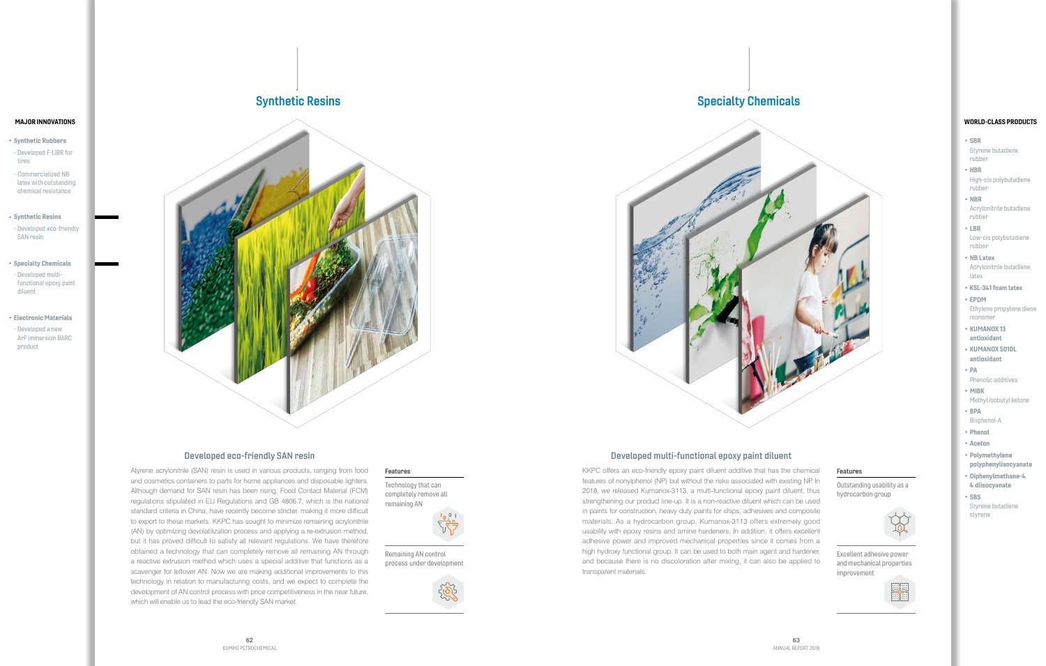**MAJOR INNOVATIONS**

- **Synthetic Rubbers**
  - Developed F-LiBR for tires
  - Commercialized NB latex with outstanding chemical resistance
- **Synthetic Resins**
  - Developed eco-friendly SAN resin
- **Specialty Chemicals**
  - Developed multi-functional epoxy paint diluent
- **Electronic Materials**
  - Developed a new ArF immersion BARC product

## Synthetic Resins

### Developed eco-friendly SAN resin

Alyrene acrylonitrile (SAN) resin is used in various products, ranging from food and cosmetics containers to parts for home appliances and disposable lighters. Although demand for SAN resin has been rising, Food Contact Material (FCM) regulations stipulated in EU Regulations and GB 4806.7, which is the national standard criteria in China, have recently become stricter, making it more difficult to export to these markets. KKPC has sought to minimize remaining acrylonitrile (AN) by optimizing devolatilization process and applying a re-extrusion method, but it has proved difficult to satisfy all relevant regulations. We have therefore obtained a technology that can completely remove all remaining AN through a reactive extrusion method which uses a special additive that functions as a scavenger for leftover AN. Now we are making additional improvements to this technology in relation to manufacturing costs, and we expect to complete the development of AN control process with price competitiveness in the near future, which will enable us to lead the eco-friendly SAN market.

**Features**

- Technology that can completely remove all remaining AN
- Remaining AN control process under development

## Specialty Chemicals

### Developed multi-functional epoxy paint diluent

KKPC offers an eco-friendly epoxy paint diluent additive that has the chemical features of nonylphenol (NP) but without the risks associated with existing NP. In 2018, we released Kumanox-3113, a multi-functional epoxy paint diluent, thus strengthening our product line-up. It is a non-reactive diluent which can be used in paints for construction, heavy duty paints for ships, adhesives and composite materials. As a hydrocarbon group, Kumanox-3113 offers extremely good usability with epoxy resins and amine hardeners. In addition, it offers excellent adhesive power and improved mechanical properties since it comes from a high hydroxy functional group. It can be used to both main agent and hardener, and because there is no discoloration after mixing, it can also be applied to transparent materials.

**Features**

- Outstanding usability as a hydrocarbon group
- Excellent adhesive power and mechanical properties improvement

**WORLD-CLASS PRODUCTS**

- **SBR** Styrene butadiene rubber
- **HBR** High-cis polybutadiene rubber
- **NBR** Acrylonitrile butadiene rubber
- **LBR** Low-cis polybutadiene rubber
- **NB Latex** Acrylonitrile butadiene latex
- **KSL-341 foam latex**
- **EPDM** Ethylene propylene diene monomer
- **KUMANOX 13 antioxidant**
- **KUMANOX 5010L antioxidant**
- **PA** Phenolic additives
- **MIBK** Methyl isobutyl ketone
- **BPA** Bisphenol-A
- **Phenol**
- **Aceton**
- **Polymethylene polyphenylisocyanate**
- **Diphenylmethane-4, 4 diisocyanate**
- **SBS** Styrene butadiene styrene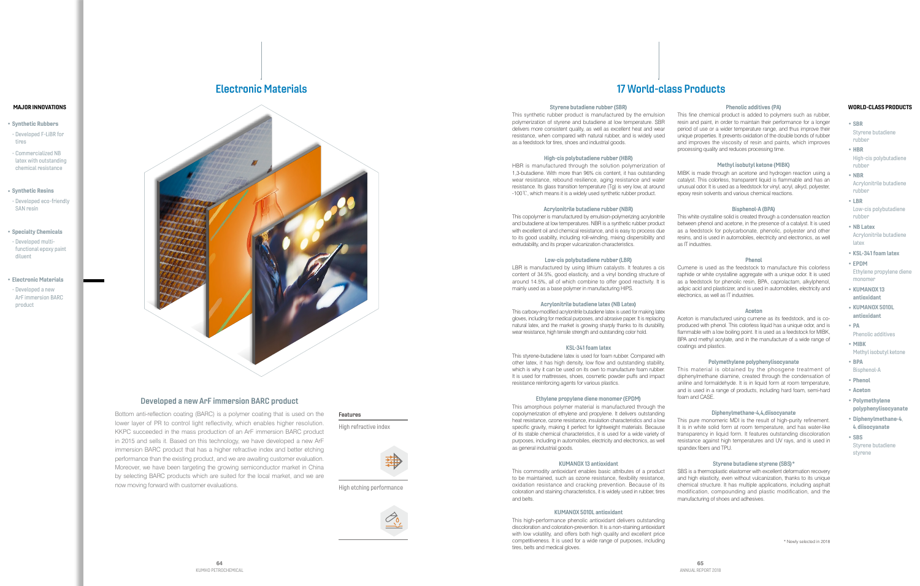## MAJOR INNOVATIONS

- **Synthetic Rubbers**
  - Developed F-LiBR for tires
  - Commercialized NB latex with outstanding chemical resistance
- **Synthetic Resins**
  - Developed eco-friendly SAN resin
- **Specialty Chemicals**
  - Developed multi-functional epoxy paint diluent
- **Electronic Materials**
  - Developed a new ArF immersion BARC product

# Electronic Materials

## Developed a new ArF immersion BARC product

Bottom anti-reflection coating (BARC) is a polymer coating that is used on the lower layer of PR to control light reflectivity, which enables higher resolution. KKPC succeeded in the mass production of an ArF immersion BARC product in 2015 and sells it. Based on this technology, we have developed a new ArF immersion BARC product that has a higher refractive index and better etching performance than the existing product, and we are awaiting customer evaluation. Moreover, we have been targeting the growing semiconductor market in China by selecting BARC products which are suited for the local market, and we are now moving forward with customer evaluations.

**Features**

High refractive index

High etching performance

# 17 World-class Products

### Styrene butadiene rubber (SBR)

This synthetic rubber product is manufactured by the emulsion polymerization of styrene and butadiene at low temperature. SBR delivers more consistent quality, as well as excellent heat and wear resistance, when compared with natural rubber, and is widely used as a feedstock for tires, shoes and industrial goods.

### High-cis polybutadiene rubber (HBR)

HBR is manufactured through the solution polymerization of 1,3-butadiene. With more than 96% cis content, it has outstanding wear resistance, rebound resilience, aging resistance and water resistance. Its glass transition temperature (Tg) is very low, at around -100℃, which means it is a widely used synthetic rubber product.

### Acrylonitrile butadiene rubber (NBR)

This copolymer is manufactured by emulsion-polymerizing acrylonitrile and butadiene at low temperatures. NBR is a synthetic rubber product with excellent oil and chemical resistance, and is easy to process due to its good usability, including roll-winding, mixing dispersibility and extrudability, and its proper vulcanization characteristics.

### Low-cis polybutadiene rubber (LBR)

LBR is manufactured by using lithium catalysts. It features a cis content of 34.5%, good elasticity, and a vinyl bonding structure of around 14.5%, all of which combine to offer good reactivity. It is mainly used as a base polymer in manufacturing HIPS.

### Acrylonitrile butadiene latex (NB Latex)

This carboxy-modified acrylonitrile butadiene latex is used for making latex gloves, including for medical purposes, and abrasive paper. It is replacing natural latex, and the market is growing sharply thanks to its durability, wear resistance, high tensile strength and outstanding color hold.

### KSL-341 foam latex

This styrene-butadiene latex is used for foam rubber. Compared with other latex, it has high density, low flow and outstanding stability, which is why it can be used on its own to manufacture foam rubber. It is used for mattresses, shoes, cosmetic powder puffs and impact resistance reinforcing agents for various plastics.

### Ethylene propylene diene monomer (EPDM)

This amorphous polymer material is manufactured through the copolymerization of ethylene and propylene. It delivers outstanding heat resistance, ozone resistance, insulation characteristics and a low specific gravity, making it perfect for lightweight materials. Because of its stable chemical characteristics, it is used for a wide variety of purposes, including in automobiles, electricity and electronics, as well as general industrial goods.

### KUMANOX 13 antioxidant

This commodity antioxidant enables basic attributes of a product to be maintained, such as ozone resistance, flexibility resistance, oxidation resistance and cracking prevention. Because of its coloration and staining characteristics, it is widely used in rubber, tires and belts.

### KUMANOX 5010L antioxidant

This high-performance phenolic antioxidant delivers outstanding discoloration and coloration-prevention. It is a non-staining antioxidant with low volatility, and offers both high quality and excellent price competitiveness. It is used for a wide range of purposes, including tires, belts and medical gloves.

### Phenolic additives (PA)

This fine chemical product is added to polymers such as rubber, resin and paint, in order to maintain their performance for a longer period of use or a wider temperature range, and thus improve their unique properties. It prevents oxidation of the double bonds of rubber and improves the viscosity of resin and paints, which improves processing quality and reduces processing time.

### Methyl isobutyl ketone (MIBK)

MIBK is made through an acetone and hydrogen reaction using a catalyst. This colorless, transparent liquid is flammable and has an unusual odor. It is used as a feedstock for vinyl, acryl, alkyd, polyester, epoxy resin solvents and various chemical reactions.

### Bisphenol-A (BPA)

This white crystalline solid is created through a condensation reaction between phenol and acetone, in the presence of a catalyst. It is used as a feedstock for polycarbonate, phenolic, polyester and other resins, and is used in automobiles, electricity and electronics, as well as IT industries.

### Phenol

Cumene is used as the feedstock to manufacture this colorless raphide or white crystalline aggregate with a unique odor. It is used as a feedstock for phenolic resin, BPA, caprolactam, alkylphenol, adipic acid and plasticizer, and is used in automobiles, electricity and electronics, as well as IT industries.

### Aceton

Aceton is manufactured using cumene as its feedstock, and is co-produced with phenol. This colorless liquid has a unique odor, and is flammable with a low boiling point. It is used as a feedstock for MIBK, BPA and methyl acrylate, and in the manufacture of a wide range of coatings and plastics.

### Polymethylene polyphenylisocyanate

This material is obtained by the phosgene treatment of diphenylmethane diamine, created through the condensation of aniline and formaldehyde. It is in liquid form at room temperature, and is used in a range of products, including hard foam, semi-hard foam and CASE.

### Diphenylmethane-4,4,diisocyanate

This pure monomeric MDI is the result of high-purity refinement. It is in white solid form at room temperature, and has water-like transparency in liquid form. It features outstanding discoloration resistance against high temperatures and UV rays, and is used in spandex fibers and TPU.

### Styrene butadiene styrene (SBS)*

SBS is a thermoplastic elastomer with excellent deformation recovery and high elasticity, even without vulcanization, thanks to its unique chemical structure. It has multiple applications, including asphalt modification, compounding and plastic modification, and the manufacturing of shoes and adhesives.

\* Newly selected in 2018

## WORLD-CLASS PRODUCTS

- **SBR** Styrene butadiene rubber
- **HBR** High-cis polybutadiene rubber
- **NBR** Acrylonitrile butadiene rubber
- **LBR** Low-cis polybutadiene rubber
- **NB Latex** Acrylonitrile butadiene latex
- **KSL-341 foam latex**
- **EPDM** Ethylene propylene diene monomer
- **KUMANOX 13 antioxidant**
- **KUMANOX 5010L antioxidant**
- **PA** Phenolic additives
- **MIBK** Methyl isobutyl ketone
- **BPA** Bisphenol-A
- **Phenol**
- **Aceton**
- **Polymethylene polyphenylisocyanate**
- **Diphenylmethane-4, 4 diisocyanate**
- **SBS** Styrene butadiene styrene